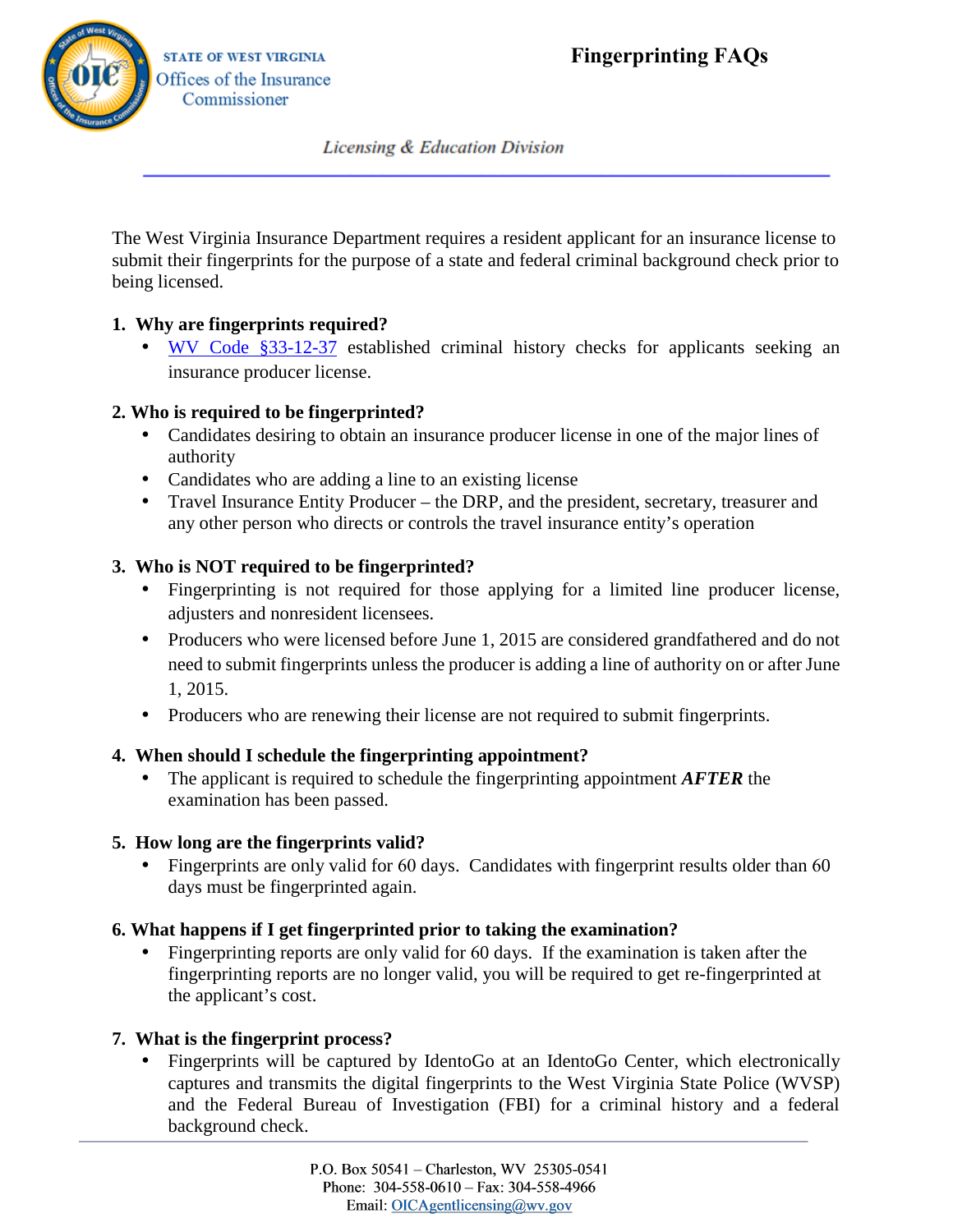STATE OF WEST VIRGINIA
Offices of the Insurance Commissioner

# Fingerprinting FAQs

*Licensing & Education Division*

The West Virginia Insurance Department requires a resident applicant for an insurance license to submit their fingerprints for the purpose of a state and federal criminal background check prior to being licensed.

1. **Why are fingerprints required?**
   - WV Code §33-12-37 established criminal history checks for applicants seeking an insurance producer license.

2. **Who is required to be fingerprinted?**
   - Candidates desiring to obtain an insurance producer license in one of the major lines of authority
   - Candidates who are adding a line to an existing license
   - Travel Insurance Entity Producer – the DRP, and the president, secretary, treasurer and any other person who directs or controls the travel insurance entity's operation

3. **Who is NOT required to be fingerprinted?**
   - Fingerprinting is not required for those applying for a limited line producer license, adjusters and nonresident licensees.
   - Producers who were licensed before June 1, 2015 are considered grandfathered and do not need to submit fingerprints unless the producer is adding a line of authority on or after June 1, 2015.
   - Producers who are renewing their license are not required to submit fingerprints.

4. **When should I schedule the fingerprinting appointment?**
   - The applicant is required to schedule the fingerprinting appointment ***AFTER*** the examination has been passed.

5. **How long are the fingerprints valid?**
   - Fingerprints are only valid for 60 days. Candidates with fingerprint results older than 60 days must be fingerprinted again.

6. **What happens if I get fingerprinted prior to taking the examination?**
   - Fingerprinting reports are only valid for 60 days. If the examination is taken after the fingerprinting reports are no longer valid, you will be required to get re-fingerprinted at the applicant's cost.

7. **What is the fingerprint process?**
   - Fingerprints will be captured by IdentoGo at an IdentoGo Center, which electronically captures and transmits the digital fingerprints to the West Virginia State Police (WVSP) and the Federal Bureau of Investigation (FBI) for a criminal history and a federal background check.

P.O. Box 50541 – Charleston, WV 25305-0541
Phone: 304-558-0610 – Fax: 304-558-4966
Email: OICAgentlicensing@wv.gov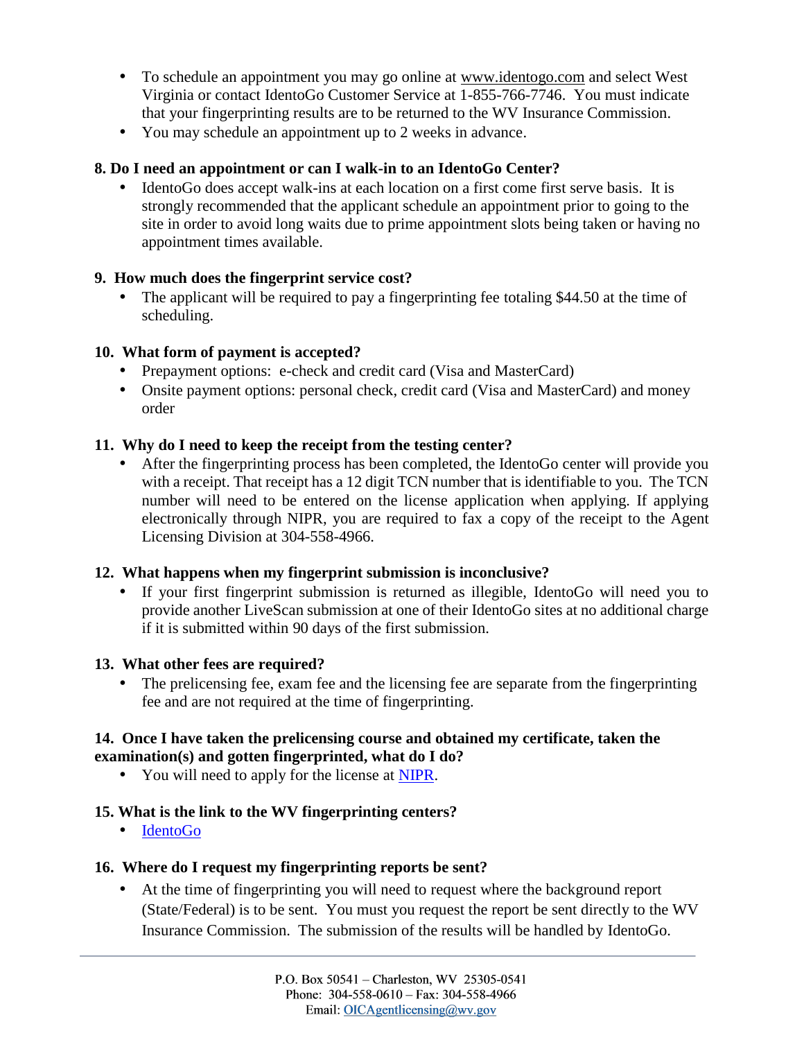- To schedule an appointment you may go online at www.identogo.com and select West Virginia or contact IdentoGo Customer Service at 1-855-766-7746. You must indicate that your fingerprinting results are to be returned to the WV Insurance Commission.
- You may schedule an appointment up to 2 weeks in advance.

**8. Do I need an appointment or can I walk-in to an IdentoGo Center?**

- IdentoGo does accept walk-ins at each location on a first come first serve basis. It is strongly recommended that the applicant schedule an appointment prior to going to the site in order to avoid long waits due to prime appointment slots being taken or having no appointment times available.

**9. How much does the fingerprint service cost?**

- The applicant will be required to pay a fingerprinting fee totaling $44.50 at the time of scheduling.

**10. What form of payment is accepted?**

- Prepayment options: e-check and credit card (Visa and MasterCard)
- Onsite payment options: personal check, credit card (Visa and MasterCard) and money order

**11. Why do I need to keep the receipt from the testing center?**

- After the fingerprinting process has been completed, the IdentoGo center will provide you with a receipt. That receipt has a 12 digit TCN number that is identifiable to you. The TCN number will need to be entered on the license application when applying. If applying electronically through NIPR, you are required to fax a copy of the receipt to the Agent Licensing Division at 304-558-4966.

**12. What happens when my fingerprint submission is inconclusive?**

- If your first fingerprint submission is returned as illegible, IdentoGo will need you to provide another LiveScan submission at one of their IdentoGo sites at no additional charge if it is submitted within 90 days of the first submission.

**13. What other fees are required?**

- The prelicensing fee, exam fee and the licensing fee are separate from the fingerprinting fee and are not required at the time of fingerprinting.

**14. Once I have taken the prelicensing course and obtained my certificate, taken the examination(s) and gotten fingerprinted, what do I do?**

- You will need to apply for the license at NIPR.

**15. What is the link to the WV fingerprinting centers?**

- IdentoGo

**16. Where do I request my fingerprinting reports be sent?**

- At the time of fingerprinting you will need to request where the background report (State/Federal) is to be sent. You must you request the report be sent directly to the WV Insurance Commission. The submission of the results will be handled by IdentoGo.

P.O. Box 50541 – Charleston, WV 25305-0541
Phone: 304-558-0610 – Fax: 304-558-4966
Email: OICAgentlicensing@wv.gov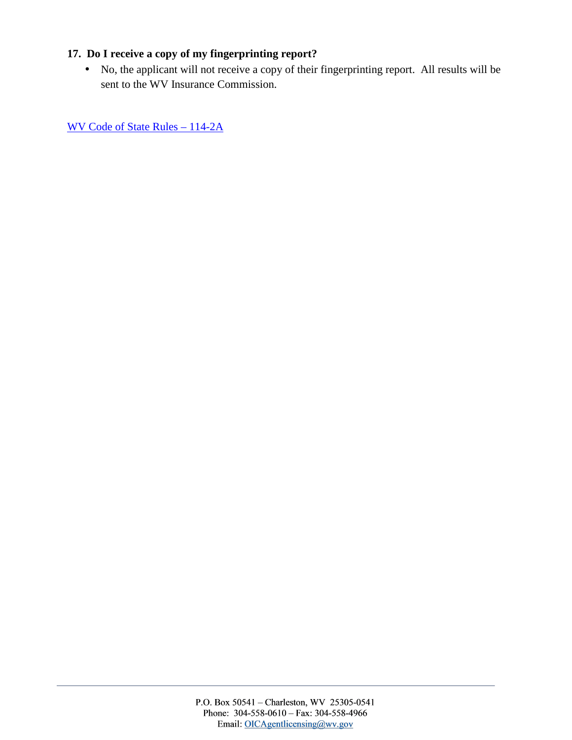**17. Do I receive a copy of my fingerprinting report?**

- No, the applicant will not receive a copy of their fingerprinting report. All results will be sent to the WV Insurance Commission.

WV Code of State Rules – 114-2A

P.O. Box 50541 – Charleston, WV 25305-0541
Phone: 304-558-0610 – Fax: 304-558-4966
Email: OICAgentlicensing@wv.gov